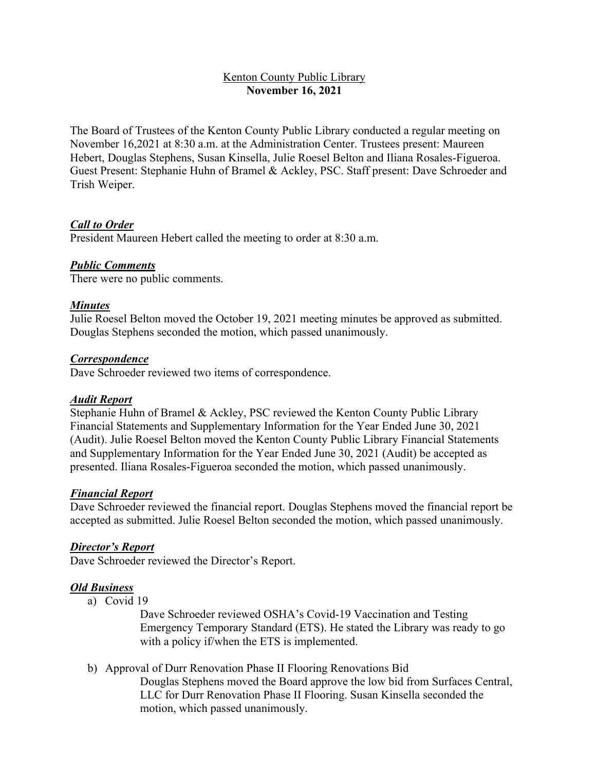<u>Kenton County Public Library</u>
**November 16, 2021**

The Board of Trustees of the Kenton County Public Library conducted a regular meeting on November 16,2021 at 8:30 a.m. at the Administration Center. Trustees present: Maureen Hebert, Douglas Stephens, Susan Kinsella, Julie Roesel Belton and Iliana Rosales-Figueroa. Guest Present: Stephanie Huhn of Bramel & Ackley, PSC. Staff present: Dave Schroeder and Trish Weiper.

***Call to Order***
President Maureen Hebert called the meeting to order at 8:30 a.m.

***Public Comments***
There were no public comments.

***Minutes***
Julie Roesel Belton moved the October 19, 2021 meeting minutes be approved as submitted. Douglas Stephens seconded the motion, which passed unanimously.

***Correspondence***
Dave Schroeder reviewed two items of correspondence.

***Audit Report***
Stephanie Huhn of Bramel & Ackley, PSC reviewed the Kenton County Public Library Financial Statements and Supplementary Information for the Year Ended June 30, 2021 (Audit). Julie Roesel Belton moved the Kenton County Public Library Financial Statements and Supplementary Information for the Year Ended June 30, 2021 (Audit) be accepted as presented. Iliana Rosales-Figueroa seconded the motion, which passed unanimously.

***Financial Report***
Dave Schroeder reviewed the financial report. Douglas Stephens moved the financial report be accepted as submitted. Julie Roesel Belton seconded the motion, which passed unanimously.

***Director's Report***
Dave Schroeder reviewed the Director's Report.

***Old Business***

a) Covid 19

Dave Schroeder reviewed OSHA's Covid-19 Vaccination and Testing Emergency Temporary Standard (ETS). He stated the Library was ready to go with a policy if/when the ETS is implemented.

b) Approval of Durr Renovation Phase II Flooring Renovations Bid

Douglas Stephens moved the Board approve the low bid from Surfaces Central, LLC for Durr Renovation Phase II Flooring. Susan Kinsella seconded the motion, which passed unanimously.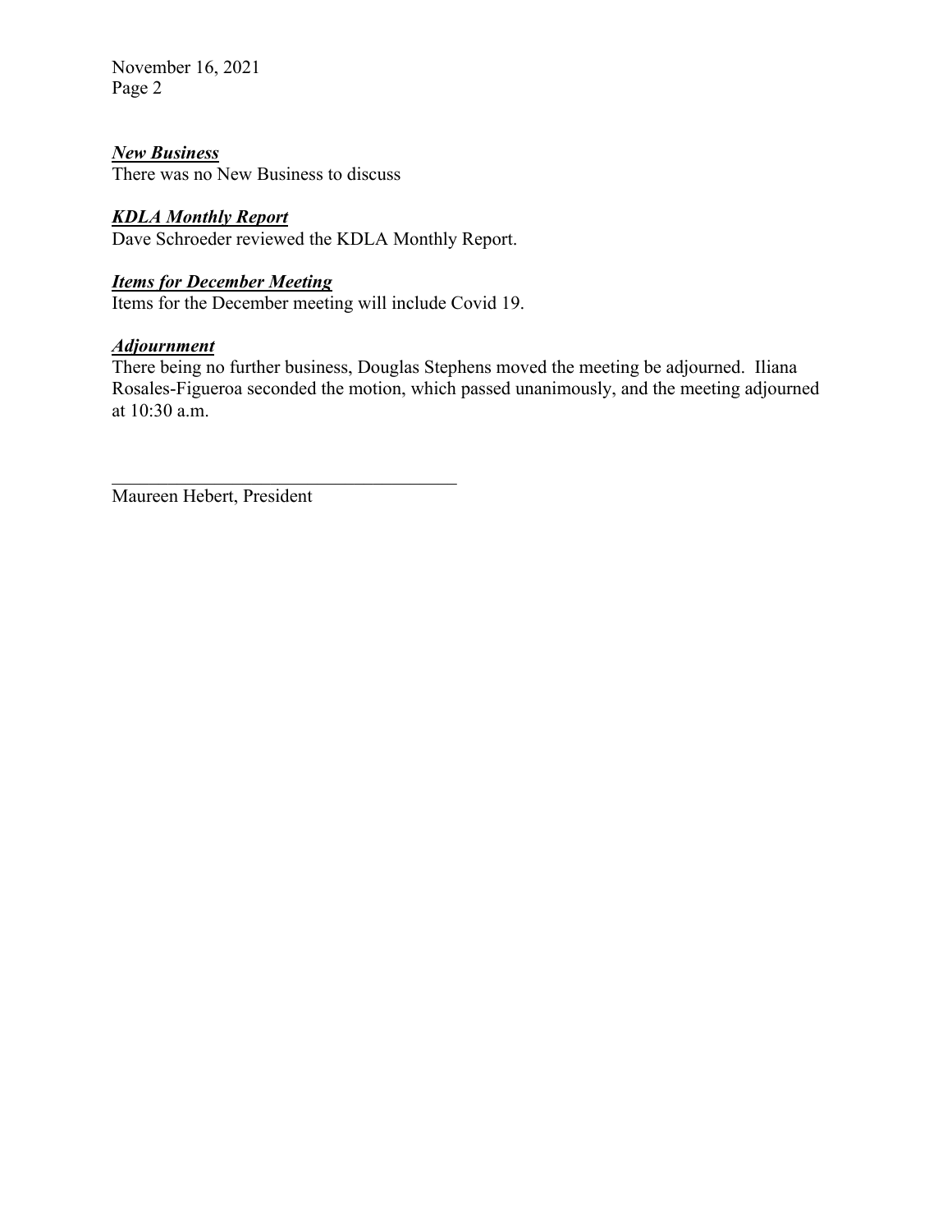### ***New Business***

There was no New Business to discuss

### ***KDLA Monthly Report***

Dave Schroeder reviewed the KDLA Monthly Report.

### ***Items for December Meeting***

Items for the December meeting will include Covid 19.

### ***Adjournment***

There being no further business, Douglas Stephens moved the meeting be adjourned. Iliana Rosales-Figueroa seconded the motion, which passed unanimously, and the meeting adjourned at 10:30 a.m.

\_\_\_\_\_\_\_\_\_\_\_\_\_\_\_\_\_\_\_\_\_\_\_\_\_\_\_\_\_\_\_\_\_\_\_\_\_\_

Maureen Hebert, President